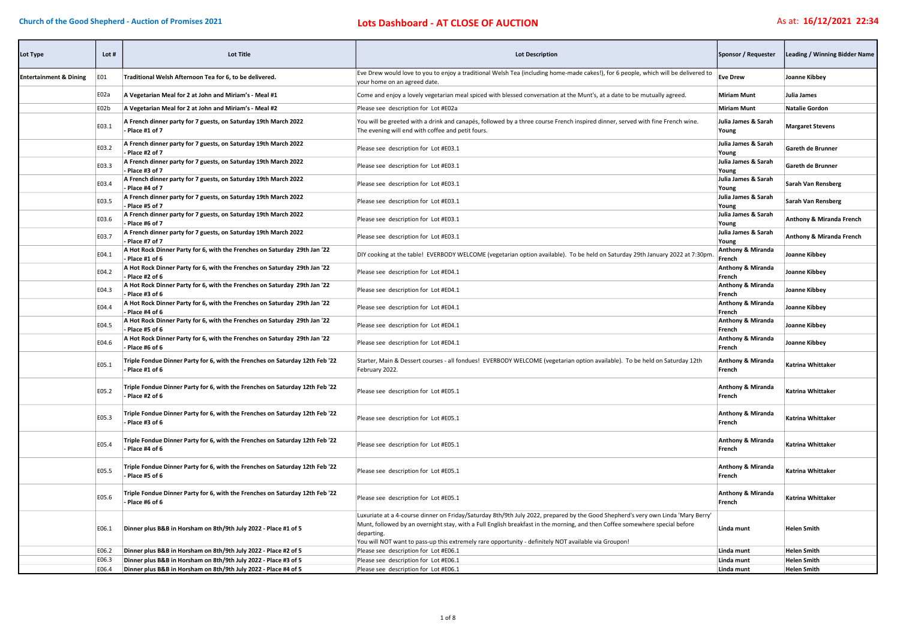**Church of the Good Shepherd - Auction of Promises 2021**

# Lots Dashboard - AT CLOSE OF AUCTION

As at: **16/12/2021 22:34**

| Lot Type | Lot # | Lot Title | Lot Description | Sponsor / Requester | Leading / Winning Bidder Name |
|---|---|---|---|---|---|
| **Entertainment & Dining** | E01 | **Traditional Welsh Afternoon Tea for 6, to be delivered.** | Eve Drew would love to you to enjoy a traditional Welsh Tea (including home-made cakes!), for 6 people, which will be delivered to your home on an agreed date. | **Eve Drew** | **Joanne Kibbey** |
| | E02a | **A Vegetarian Meal for 2 at John and Miriam's - Meal #1** | Come and enjoy a lovely vegetarian meal spiced with blessed conversation at the Munt's, at a date to be mutually agreed. | **Miriam Munt** | **Julia James** |
| | E02b | **A Vegetarian Meal for 2 at John and Miriam's - Meal #2** | Please see description for Lot #E02a | **Miriam Munt** | **Natalie Gordon** |
| | E03.1 | **A French dinner party for 7 guests, on Saturday 19th March 2022 - Place #1 of 7** | You will be greeted with a drink and canapés, followed by a three course French inspired dinner, served with fine French wine. The evening will end with coffee and petit fours. | **Julia James & Sarah Young** | **Margaret Stevens** |
| | E03.2 | **A French dinner party for 7 guests, on Saturday 19th March 2022 - Place #2 of 7** | Please see description for Lot #E03.1 | **Julia James & Sarah Young** | **Gareth de Brunner** |
| | E03.3 | **A French dinner party for 7 guests, on Saturday 19th March 2022 - Place #3 of 7** | Please see description for Lot #E03.1 | **Julia James & Sarah Young** | **Gareth de Brunner** |
| | E03.4 | **A French dinner party for 7 guests, on Saturday 19th March 2022 - Place #4 of 7** | Please see description for Lot #E03.1 | **Julia James & Sarah Young** | **Sarah Van Rensberg** |
| | E03.5 | **A French dinner party for 7 guests, on Saturday 19th March 2022 - Place #5 of 7** | Please see description for Lot #E03.1 | **Julia James & Sarah Young** | **Sarah Van Rensberg** |
| | E03.6 | **A French dinner party for 7 guests, on Saturday 19th March 2022 - Place #6 of 7** | Please see description for Lot #E03.1 | **Julia James & Sarah Young** | **Anthony & Miranda French** |
| | E03.7 | **A French dinner party for 7 guests, on Saturday 19th March 2022 - Place #7 of 7** | Please see description for Lot #E03.1 | **Julia James & Sarah Young** | **Anthony & Miranda French** |
| | E04.1 | **A Hot Rock Dinner Party for 6, with the Frenches on Saturday 29th Jan '22 - Place #1 of 6** | DIY cooking at the table! EVERBODY WELCOME (vegetarian option available). To be held on Saturday 29th January 2022 at 7:30pm. | **Anthony & Miranda French** | **Joanne Kibbey** |
| | E04.2 | **A Hot Rock Dinner Party for 6, with the Frenches on Saturday 29th Jan '22 - Place #2 of 6** | Please see description for Lot #E04.1 | **Anthony & Miranda French** | **Joanne Kibbey** |
| | E04.3 | **A Hot Rock Dinner Party for 6, with the Frenches on Saturday 29th Jan '22 - Place #3 of 6** | Please see description for Lot #E04.1 | **Anthony & Miranda French** | **Joanne Kibbey** |
| | E04.4 | **A Hot Rock Dinner Party for 6, with the Frenches on Saturday 29th Jan '22 - Place #4 of 6** | Please see description for Lot #E04.1 | **Anthony & Miranda French** | **Joanne Kibbey** |
| | E04.5 | **A Hot Rock Dinner Party for 6, with the Frenches on Saturday 29th Jan '22 - Place #5 of 6** | Please see description for Lot #E04.1 | **Anthony & Miranda French** | **Joanne Kibbey** |
| | E04.6 | **A Hot Rock Dinner Party for 6, with the Frenches on Saturday 29th Jan '22 - Place #6 of 6** | Please see description for Lot #E04.1 | **Anthony & Miranda French** | **Joanne Kibbey** |
| | E05.1 | **Triple Fondue Dinner Party for 6, with the Frenches on Saturday 12th Feb '22 - Place #1 of 6** | Starter, Main & Dessert courses - all fondues! EVERBODY WELCOME (vegetarian option available). To be held on Saturday 12th February 2022. | **Anthony & Miranda French** | **Katrina Whittaker** |
| | E05.2 | **Triple Fondue Dinner Party for 6, with the Frenches on Saturday 12th Feb '22 - Place #2 of 6** | Please see description for Lot #E05.1 | **Anthony & Miranda French** | **Katrina Whittaker** |
| | E05.3 | **Triple Fondue Dinner Party for 6, with the Frenches on Saturday 12th Feb '22 - Place #3 of 6** | Please see description for Lot #E05.1 | **Anthony & Miranda French** | **Katrina Whittaker** |
| | E05.4 | **Triple Fondue Dinner Party for 6, with the Frenches on Saturday 12th Feb '22 - Place #4 of 6** | Please see description for Lot #E05.1 | **Anthony & Miranda French** | **Katrina Whittaker** |
| | E05.5 | **Triple Fondue Dinner Party for 6, with the Frenches on Saturday 12th Feb '22 - Place #5 of 6** | Please see description for Lot #E05.1 | **Anthony & Miranda French** | **Katrina Whittaker** |
| | E05.6 | **Triple Fondue Dinner Party for 6, with the Frenches on Saturday 12th Feb '22 - Place #6 of 6** | Please see description for Lot #E05.1 | **Anthony & Miranda French** | **Katrina Whittaker** |
| | E06.1 | **Dinner plus B&B in Horsham on 8th/9th July 2022 - Place #1 of 5** | Luxuriate at a 4-course dinner on Friday/Saturday 8th/9th July 2022, prepared by the Good Shepherd's very own Linda 'Mary Berry' Munt, followed by an overnight stay, with a Full English breakfast in the morning, and then Coffee somewhere special before departing. You will NOT want to pass-up this extremely rare opportunity - definitely NOT available via Groupon! | **Linda munt** | **Helen Smith** |
| | E06.2 | **Dinner plus B&B in Horsham on 8th/9th July 2022 - Place #2 of 5** | Please see description for Lot #E06.1 | **Linda munt** | **Helen Smith** |
| | E06.3 | **Dinner plus B&B in Horsham on 8th/9th July 2022 - Place #3 of 5** | Please see description for Lot #E06.1 | **Linda munt** | **Helen Smith** |
| | E06.4 | **Dinner plus B&B in Horsham on 8th/9th July 2022 - Place #4 of 5** | Please see description for Lot #E06.1 | **Linda munt** | **Helen Smith** |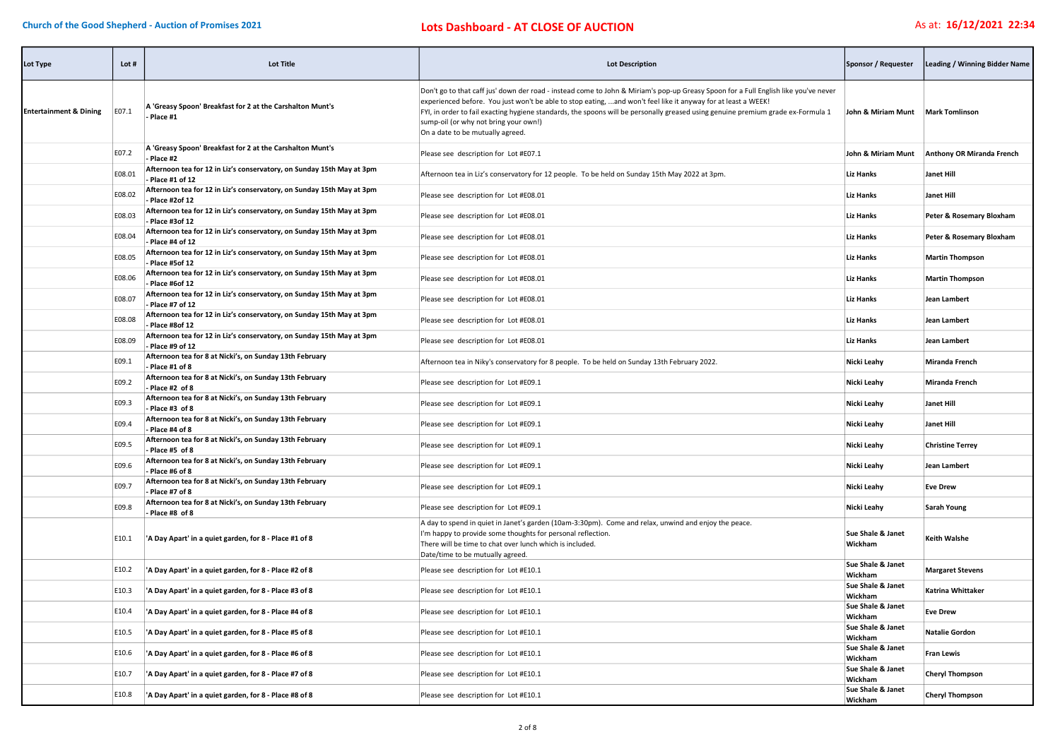**Church of the Good Shepherd - Auction of Promises 2021**

**Lots Dashboard - AT CLOSE OF AUCTION**

As at: **16/12/2021 22:34**

| Lot Type | Lot # | Lot Title | Lot Description | Sponsor / Requester | Leading / Winning Bidder Name |
|---|---|---|---|---|---|
| **Entertainment & Dining** | E07.1 | **A 'Greasy Spoon' Breakfast for 2 at the Carshalton Munt's - Place #1** | Don't go to that caff jus' down der road - instead come to John & Miriam's pop-up Greasy Spoon for a Full English like you've never experienced before. You just won't be able to stop eating, ...and won't feel like it anyway for at least a WEEK!<br>FYI, in order to fail exacting hygiene standards, the spoons will be personally greased using genuine premium grade ex-Formula 1 sump-oil (or why not bring your own!)<br>On a date to be mutually agreed. | **John & Miriam Munt** | **Mark Tomlinson** |
| | E07.2 | **A 'Greasy Spoon' Breakfast for 2 at the Carshalton Munt's - Place #2** | Please see description for Lot #E07.1 | **John & Miriam Munt** | **Anthony OR Miranda French** |
| | E08.01 | **Afternoon tea for 12 in Liz's conservatory, on Sunday 15th May at 3pm - Place #1 of 12** | Afternoon tea in Liz's conservatory for 12 people. To be held on Sunday 15th May 2022 at 3pm. | **Liz Hanks** | **Janet Hill** |
| | E08.02 | **Afternoon tea for 12 in Liz's conservatory, on Sunday 15th May at 3pm - Place #2of 12** | Please see description for Lot #E08.01 | **Liz Hanks** | **Janet Hill** |
| | E08.03 | **Afternoon tea for 12 in Liz's conservatory, on Sunday 15th May at 3pm - Place #3of 12** | Please see description for Lot #E08.01 | **Liz Hanks** | **Peter & Rosemary Bloxham** |
| | E08.04 | **Afternoon tea for 12 in Liz's conservatory, on Sunday 15th May at 3pm - Place #4 of 12** | Please see description for Lot #E08.01 | **Liz Hanks** | **Peter & Rosemary Bloxham** |
| | E08.05 | **Afternoon tea for 12 in Liz's conservatory, on Sunday 15th May at 3pm - Place #5of 12** | Please see description for Lot #E08.01 | **Liz Hanks** | **Martin Thompson** |
| | E08.06 | **Afternoon tea for 12 in Liz's conservatory, on Sunday 15th May at 3pm - Place #6of 12** | Please see description for Lot #E08.01 | **Liz Hanks** | **Martin Thompson** |
| | E08.07 | **Afternoon tea for 12 in Liz's conservatory, on Sunday 15th May at 3pm - Place #7 of 12** | Please see description for Lot #E08.01 | **Liz Hanks** | **Jean Lambert** |
| | E08.08 | **Afternoon tea for 12 in Liz's conservatory, on Sunday 15th May at 3pm - Place #8of 12** | Please see description for Lot #E08.01 | **Liz Hanks** | **Jean Lambert** |
| | E08.09 | **Afternoon tea for 12 in Liz's conservatory, on Sunday 15th May at 3pm - Place #9 of 12** | Please see description for Lot #E08.01 | **Liz Hanks** | **Jean Lambert** |
| | E09.1 | **Afternoon tea for 8 at Nicki's, on Sunday 13th February - Place #1 of 8** | Afternoon tea in Niky's conservatory for 8 people. To be held on Sunday 13th February 2022. | **Nicki Leahy** | **Miranda French** |
| | E09.2 | **Afternoon tea for 8 at Nicki's, on Sunday 13th February - Place #2 of 8** | Please see description for Lot #E09.1 | **Nicki Leahy** | **Miranda French** |
| | E09.3 | **Afternoon tea for 8 at Nicki's, on Sunday 13th February - Place #3 of 8** | Please see description for Lot #E09.1 | **Nicki Leahy** | **Janet Hill** |
| | E09.4 | **Afternoon tea for 8 at Nicki's, on Sunday 13th February - Place #4 of 8** | Please see description for Lot #E09.1 | **Nicki Leahy** | **Janet Hill** |
| | E09.5 | **Afternoon tea for 8 at Nicki's, on Sunday 13th February - Place #5 of 8** | Please see description for Lot #E09.1 | **Nicki Leahy** | **Christine Terrey** |
| | E09.6 | **Afternoon tea for 8 at Nicki's, on Sunday 13th February - Place #6 of 8** | Please see description for Lot #E09.1 | **Nicki Leahy** | **Jean Lambert** |
| | E09.7 | **Afternoon tea for 8 at Nicki's, on Sunday 13th February - Place #7 of 8** | Please see description for Lot #E09.1 | **Nicki Leahy** | **Eve Drew** |
| | E09.8 | **Afternoon tea for 8 at Nicki's, on Sunday 13th February - Place #8 of 8** | Please see description for Lot #E09.1 | **Nicki Leahy** | **Sarah Young** |
| | E10.1 | **'A Day Apart' in a quiet garden, for 8 - Place #1 of 8** | A day to spend in quiet in Janet's garden (10am-3:30pm). Come and relax, unwind and enjoy the peace.<br>I'm happy to provide some thoughts for personal reflection.<br>There will be time to chat over lunch which is included.<br>Date/time to be mutually agreed. | **Sue Shale & Janet Wickham** | **Keith Walshe** |
| | E10.2 | **'A Day Apart' in a quiet garden, for 8 - Place #2 of 8** | Please see description for Lot #E10.1 | **Sue Shale & Janet Wickham** | **Margaret Stevens** |
| | E10.3 | **'A Day Apart' in a quiet garden, for 8 - Place #3 of 8** | Please see description for Lot #E10.1 | **Sue Shale & Janet Wickham** | **Katrina Whittaker** |
| | E10.4 | **'A Day Apart' in a quiet garden, for 8 - Place #4 of 8** | Please see description for Lot #E10.1 | **Sue Shale & Janet Wickham** | **Eve Drew** |
| | E10.5 | **'A Day Apart' in a quiet garden, for 8 - Place #5 of 8** | Please see description for Lot #E10.1 | **Sue Shale & Janet Wickham** | **Natalie Gordon** |
| | E10.6 | **'A Day Apart' in a quiet garden, for 8 - Place #6 of 8** | Please see description for Lot #E10.1 | **Sue Shale & Janet Wickham** | **Fran Lewis** |
| | E10.7 | **'A Day Apart' in a quiet garden, for 8 - Place #7 of 8** | Please see description for Lot #E10.1 | **Sue Shale & Janet Wickham** | **Cheryl Thompson** |
| | E10.8 | **'A Day Apart' in a quiet garden, for 8 - Place #8 of 8** | Please see description for Lot #E10.1 | **Sue Shale & Janet Wickham** | **Cheryl Thompson** |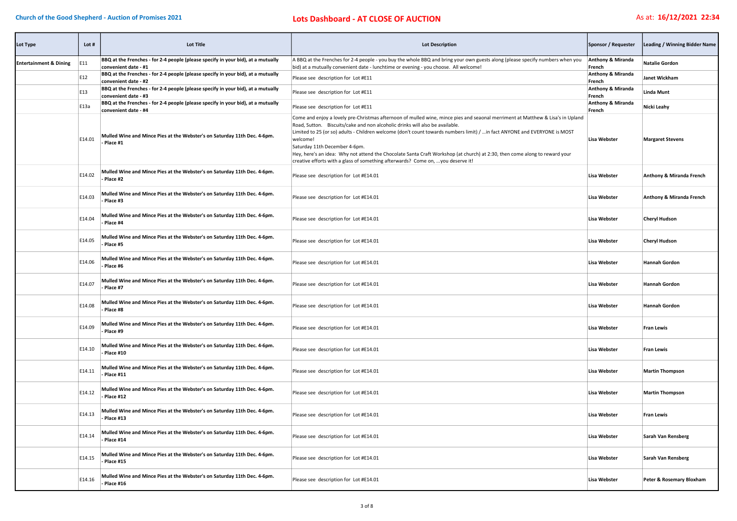**Church of the Good Shepherd - Auction of Promises 2021**

## Lots Dashboard - AT CLOSE OF AUCTION

As at: **16/12/2021 22:34**

| Lot Type | Lot # | Lot Title | Lot Description | Sponsor / Requester | Leading / Winning Bidder Name |
|---|---|---|---|---|---|
| **Entertainment & Dining** | E11 | **BBQ at the Frenches - for 2-4 people (please specify in your bid), at a mutually convenient date - #1** | A BBQ at the Frenches for 2-4 people - you buy the whole BBQ and bring your own guests along (please specify numbers when you bid) at a mutually convenient date - lunchtime or evening - you choose. All welcome! | **Anthony & Miranda French** | **Natalie Gordon** |
| | E12 | **BBQ at the Frenches - for 2-4 people (please specify in your bid), at a mutually convenient date - #2** | Please see description for Lot #E11 | **Anthony & Miranda French** | **Janet Wickham** |
| | E13 | **BBQ at the Frenches - for 2-4 people (please specify in your bid), at a mutually convenient date - #3** | Please see description for Lot #E11 | **Anthony & Miranda French** | **Linda Munt** |
| | E13a | **BBQ at the Frenches - for 2-4 people (please specify in your bid), at a mutually convenient date - #4** | Please see description for Lot #E11 | **Anthony & Miranda French** | **Nicki Leahy** |
| | E14.01 | **Mulled Wine and Mince Pies at the Webster's on Saturday 11th Dec. 4-6pm. - Place #1** | Come and enjoy a lovely pre-Christmas afternoon of mulled wine, mince pies and seaonal merriment at Matthew & Lisa's in Upland Road, Sutton. Biscuits/cake and non alcoholic drinks will also be available. Limited to 25 (or so) adults - Children welcome (don't count towards numbers limit) / …in fact ANYONE and EVERYONE is MOST welcome! Saturday 11th December 4-6pm. Hey, here's an idea: Why not attend the Chocolate Santa Craft Workshop (at church) at 2:30, then come along to reward your creative efforts with a glass of something afterwards? Come on, …you deserve it! | **Lisa Webster** | **Margaret Stevens** |
| | E14.02 | **Mulled Wine and Mince Pies at the Webster's on Saturday 11th Dec. 4-6pm. - Place #2** | Please see description for Lot #E14.01 | **Lisa Webster** | **Anthony & Miranda French** |
| | E14.03 | **Mulled Wine and Mince Pies at the Webster's on Saturday 11th Dec. 4-6pm. - Place #3** | Please see description for Lot #E14.01 | **Lisa Webster** | **Anthony & Miranda French** |
| | E14.04 | **Mulled Wine and Mince Pies at the Webster's on Saturday 11th Dec. 4-6pm. - Place #4** | Please see description for Lot #E14.01 | **Lisa Webster** | **Cheryl Hudson** |
| | E14.05 | **Mulled Wine and Mince Pies at the Webster's on Saturday 11th Dec. 4-6pm. - Place #5** | Please see description for Lot #E14.01 | **Lisa Webster** | **Cheryl Hudson** |
| | E14.06 | **Mulled Wine and Mince Pies at the Webster's on Saturday 11th Dec. 4-6pm. - Place #6** | Please see description for Lot #E14.01 | **Lisa Webster** | **Hannah Gordon** |
| | E14.07 | **Mulled Wine and Mince Pies at the Webster's on Saturday 11th Dec. 4-6pm. - Place #7** | Please see description for Lot #E14.01 | **Lisa Webster** | **Hannah Gordon** |
| | E14.08 | **Mulled Wine and Mince Pies at the Webster's on Saturday 11th Dec. 4-6pm. - Place #8** | Please see description for Lot #E14.01 | **Lisa Webster** | **Hannah Gordon** |
| | E14.09 | **Mulled Wine and Mince Pies at the Webster's on Saturday 11th Dec. 4-6pm. - Place #9** | Please see description for Lot #E14.01 | **Lisa Webster** | **Fran Lewis** |
| | E14.10 | **Mulled Wine and Mince Pies at the Webster's on Saturday 11th Dec. 4-6pm. - Place #10** | Please see description for Lot #E14.01 | **Lisa Webster** | **Fran Lewis** |
| | E14.11 | **Mulled Wine and Mince Pies at the Webster's on Saturday 11th Dec. 4-6pm. - Place #11** | Please see description for Lot #E14.01 | **Lisa Webster** | **Martin Thompson** |
| | E14.12 | **Mulled Wine and Mince Pies at the Webster's on Saturday 11th Dec. 4-6pm. - Place #12** | Please see description for Lot #E14.01 | **Lisa Webster** | **Martin Thompson** |
| | E14.13 | **Mulled Wine and Mince Pies at the Webster's on Saturday 11th Dec. 4-6pm. - Place #13** | Please see description for Lot #E14.01 | **Lisa Webster** | **Fran Lewis** |
| | E14.14 | **Mulled Wine and Mince Pies at the Webster's on Saturday 11th Dec. 4-6pm. - Place #14** | Please see description for Lot #E14.01 | **Lisa Webster** | **Sarah Van Rensberg** |
| | E14.15 | **Mulled Wine and Mince Pies at the Webster's on Saturday 11th Dec. 4-6pm. - Place #15** | Please see description for Lot #E14.01 | **Lisa Webster** | **Sarah Van Rensberg** |
| | E14.16 | **Mulled Wine and Mince Pies at the Webster's on Saturday 11th Dec. 4-6pm. - Place #16** | Please see description for Lot #E14.01 | **Lisa Webster** | **Peter & Rosemary Bloxham** |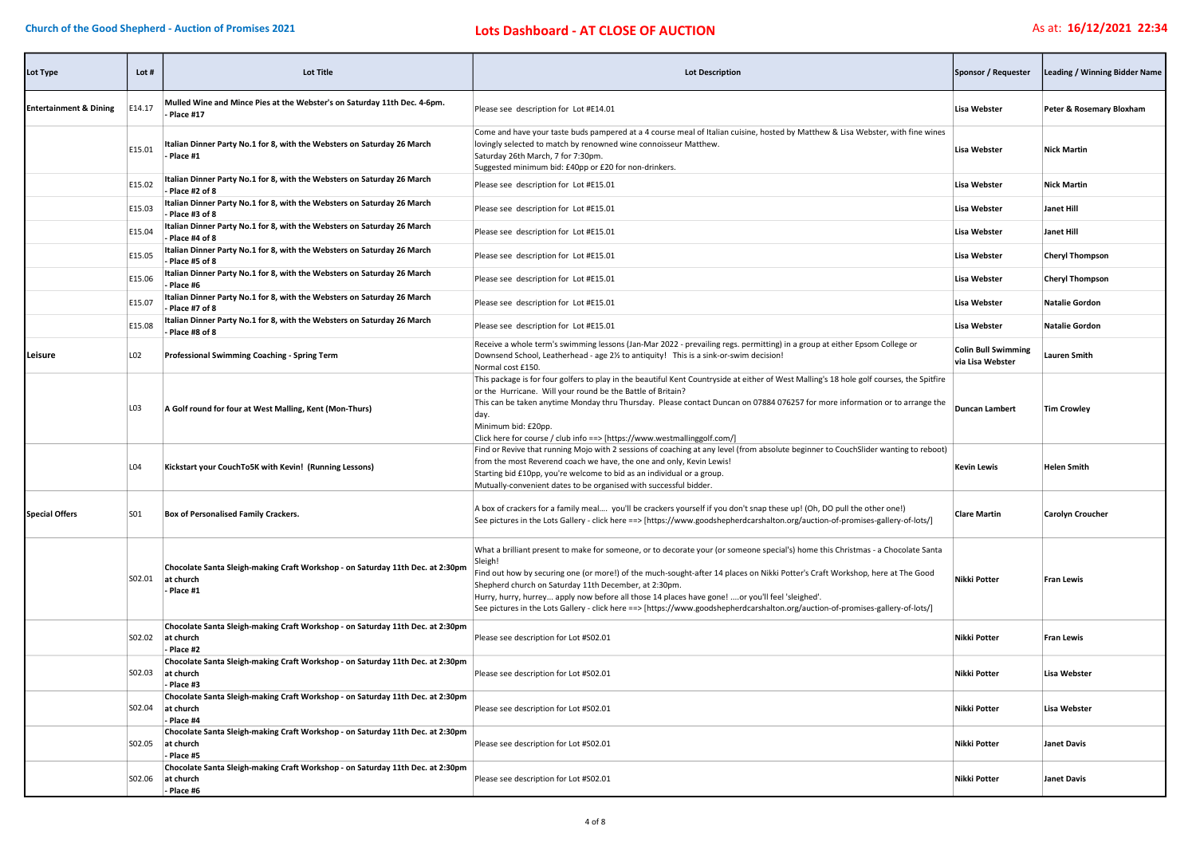**Church of the Good Shepherd - Auction of Promises 2021**

## Lots Dashboard - AT CLOSE OF AUCTION

As at: **16/12/2021 22:34**

| Lot Type | Lot # | Lot Title | Lot Description | Sponsor / Requester | Leading / Winning Bidder Name |
|---|---|---|---|---|---|
| **Entertainment & Dining** | E14.17 | **Mulled Wine and Mince Pies at the Webster's on Saturday 11th Dec. 4-6pm. - Place #17** | Please see description for Lot #E14.01 | **Lisa Webster** | **Peter & Rosemary Bloxham** |
| | E15.01 | **Italian Dinner Party No.1 for 8, with the Websters on Saturday 26 March - Place #1** | Come and have your taste buds pampered at a 4 course meal of Italian cuisine, hosted by Matthew & Lisa Webster, with fine wines lovingly selected to match by renowned wine connoisseur Matthew.<br>Saturday 26th March, 7 for 7:30pm.<br>Suggested minimum bid: £40pp or £20 for non-drinkers. | **Lisa Webster** | **Nick Martin** |
| | E15.02 | **Italian Dinner Party No.1 for 8, with the Websters on Saturday 26 March - Place #2 of 8** | Please see description for Lot #E15.01 | **Lisa Webster** | **Nick Martin** |
| | E15.03 | **Italian Dinner Party No.1 for 8, with the Websters on Saturday 26 March - Place #3 of 8** | Please see description for Lot #E15.01 | **Lisa Webster** | **Janet Hill** |
| | E15.04 | **Italian Dinner Party No.1 for 8, with the Websters on Saturday 26 March - Place #4 of 8** | Please see description for Lot #E15.01 | **Lisa Webster** | **Janet Hill** |
| | E15.05 | **Italian Dinner Party No.1 for 8, with the Websters on Saturday 26 March - Place #5 of 8** | Please see description for Lot #E15.01 | **Lisa Webster** | **Cheryl Thompson** |
| | E15.06 | **Italian Dinner Party No.1 for 8, with the Websters on Saturday 26 March - Place #6** | Please see description for Lot #E15.01 | **Lisa Webster** | **Cheryl Thompson** |
| | E15.07 | **Italian Dinner Party No.1 for 8, with the Websters on Saturday 26 March - Place #7 of 8** | Please see description for Lot #E15.01 | **Lisa Webster** | **Natalie Gordon** |
| | E15.08 | **Italian Dinner Party No.1 for 8, with the Websters on Saturday 26 March - Place #8 of 8** | Please see description for Lot #E15.01 | **Lisa Webster** | **Natalie Gordon** |
| **Leisure** | L02 | **Professional Swimming Coaching - Spring Term** | Receive a whole term's swimming lessons (Jan-Mar 2022 - prevailing regs. permitting) in a group at either Epsom College or Downsend School, Leatherhead - age 2½ to antiquity! This is a sink-or-swim decision!<br>Normal cost £150. | **Colin Bull Swimming via Lisa Webster** | **Lauren Smith** |
| | L03 | **A Golf round for four at West Malling, Kent (Mon-Thurs)** | This package is for four golfers to play in the beautiful Kent Countryside at either of West Malling's 18 hole golf courses, the Spitfire or the Hurricane. Will your round be the Battle of Britain?<br>This can be taken anytime Monday thru Thursday. Please contact Duncan on 07884 076257 for more information or to arrange the day.<br>Minimum bid: £20pp.<br>Click here for course / club info ==> [https://www.westmallinggolf.com/] | **Duncan Lambert** | **Tim Crowley** |
| | L04 | **Kickstart your CouchTo5K with Kevin! (Running Lessons)** | Find or Revive that running Mojo with 2 sessions of coaching at any level (from absolute beginner to CouchSlider wanting to reboot) from the most Reverend coach we have, the one and only, Kevin Lewis!<br>Starting bid £10pp, you're welcome to bid as an individual or a group.<br>Mutually-convenient dates to be organised with successful bidder. | **Kevin Lewis** | **Helen Smith** |
| **Special Offers** | S01 | **Box of Personalised Family Crackers.** | A box of crackers for a family meal.... you'll be crackers yourself if you don't snap these up! (Oh, DO pull the other one!)<br>See pictures in the Lots Gallery - click here ==> [https://www.goodshepherdcarshalton.org/auction-of-promises-gallery-of-lots/] | **Clare Martin** | **Carolyn Croucher** |
| | S02.01 | **Chocolate Santa Sleigh-making Craft Workshop - on Saturday 11th Dec. at 2:30pm at church - Place #1** | What a brilliant present to make for someone, or to decorate your (or someone special's) home this Christmas - a Chocolate Santa Sleigh!<br>Find out how by securing one (or more!) of the much-sought-after 14 places on Nikki Potter's Craft Workshop, here at The Good Shepherd church on Saturday 11th December, at 2:30pm.<br>Hurry, hurry, hurrey... apply now before all those 14 places have gone! ....or you'll feel 'sleighed'.<br>See pictures in the Lots Gallery - click here ==> [https://www.goodshepherdcarshalton.org/auction-of-promises-gallery-of-lots/] | **Nikki Potter** | **Fran Lewis** |
| | S02.02 | **Chocolate Santa Sleigh-making Craft Workshop - on Saturday 11th Dec. at 2:30pm at church - Place #2** | Please see description for Lot #S02.01 | **Nikki Potter** | **Fran Lewis** |
| | S02.03 | **Chocolate Santa Sleigh-making Craft Workshop - on Saturday 11th Dec. at 2:30pm at church - Place #3** | Please see description for Lot #S02.01 | **Nikki Potter** | **Lisa Webster** |
| | S02.04 | **Chocolate Santa Sleigh-making Craft Workshop - on Saturday 11th Dec. at 2:30pm at church - Place #4** | Please see description for Lot #S02.01 | **Nikki Potter** | **Lisa Webster** |
| | S02.05 | **Chocolate Santa Sleigh-making Craft Workshop - on Saturday 11th Dec. at 2:30pm at church - Place #5** | Please see description for Lot #S02.01 | **Nikki Potter** | **Janet Davis** |
| | S02.06 | **Chocolate Santa Sleigh-making Craft Workshop - on Saturday 11th Dec. at 2:30pm at church - Place #6** | Please see description for Lot #S02.01 | **Nikki Potter** | **Janet Davis** |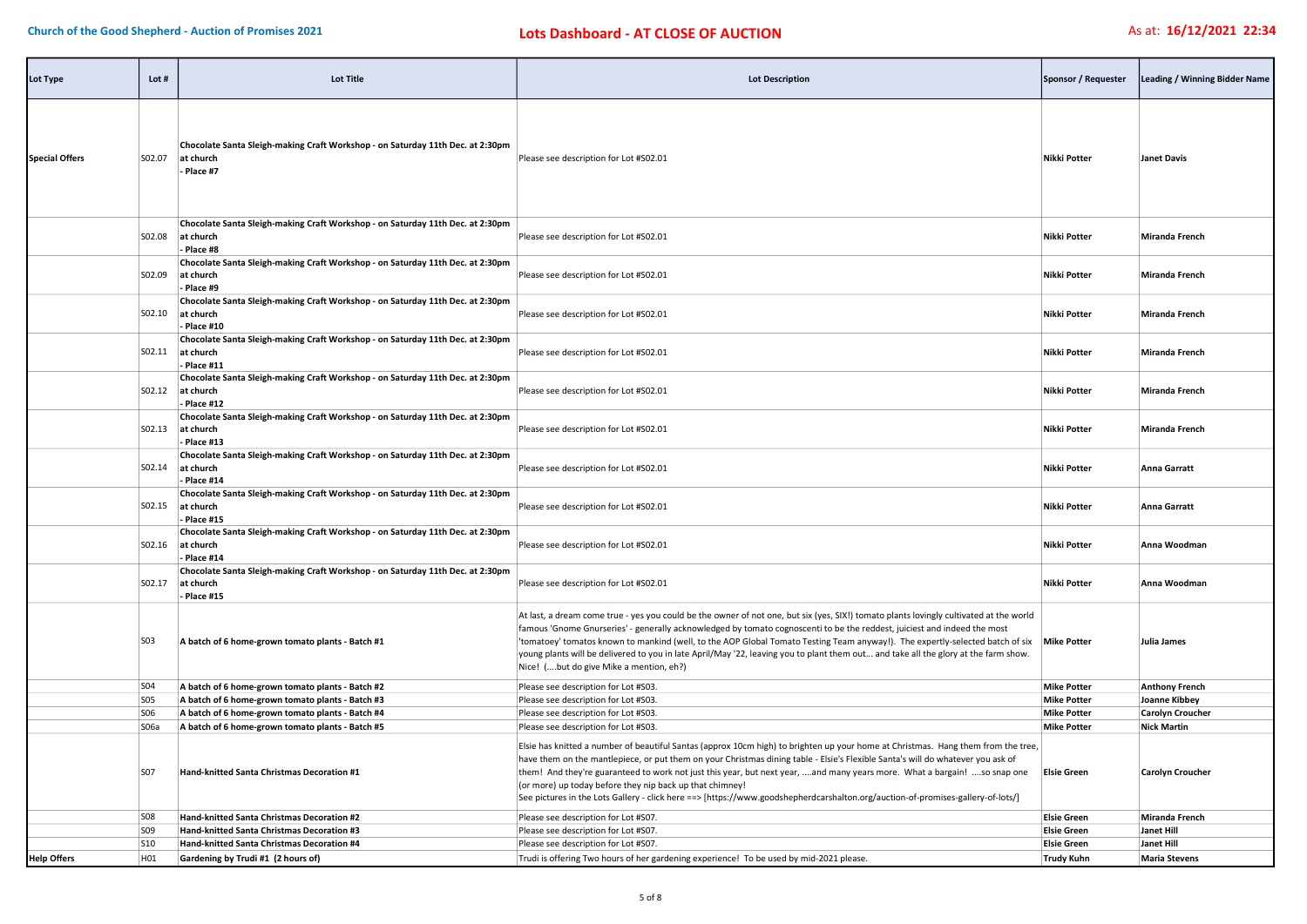**Church of the Good Shepherd - Auction of Promises 2021**

**Lots Dashboard - AT CLOSE OF AUCTION**

As at: **16/12/2021 22:34**

| Lot Type | Lot # | Lot Title | Lot Description | Sponsor / Requester | Leading / Winning Bidder Name |
|---|---|---|---|---|---|
| **Special Offers** | S02.07 | **Chocolate Santa Sleigh-making Craft Workshop - on Saturday 11th Dec. at 2:30pm at church - Place #7** | Please see description for Lot #S02.01 | **Nikki Potter** | **Janet Davis** |
| | S02.08 | **Chocolate Santa Sleigh-making Craft Workshop - on Saturday 11th Dec. at 2:30pm at church - Place #8** | Please see description for Lot #S02.01 | **Nikki Potter** | **Miranda French** |
| | S02.09 | **Chocolate Santa Sleigh-making Craft Workshop - on Saturday 11th Dec. at 2:30pm at church - Place #9** | Please see description for Lot #S02.01 | **Nikki Potter** | **Miranda French** |
| | S02.10 | **Chocolate Santa Sleigh-making Craft Workshop - on Saturday 11th Dec. at 2:30pm at church - Place #10** | Please see description for Lot #S02.01 | **Nikki Potter** | **Miranda French** |
| | S02.11 | **Chocolate Santa Sleigh-making Craft Workshop - on Saturday 11th Dec. at 2:30pm at church - Place #11** | Please see description for Lot #S02.01 | **Nikki Potter** | **Miranda French** |
| | S02.12 | **Chocolate Santa Sleigh-making Craft Workshop - on Saturday 11th Dec. at 2:30pm at church - Place #12** | Please see description for Lot #S02.01 | **Nikki Potter** | **Miranda French** |
| | S02.13 | **Chocolate Santa Sleigh-making Craft Workshop - on Saturday 11th Dec. at 2:30pm at church - Place #13** | Please see description for Lot #S02.01 | **Nikki Potter** | **Miranda French** |
| | S02.14 | **Chocolate Santa Sleigh-making Craft Workshop - on Saturday 11th Dec. at 2:30pm at church - Place #14** | Please see description for Lot #S02.01 | **Nikki Potter** | **Anna Garratt** |
| | S02.15 | **Chocolate Santa Sleigh-making Craft Workshop - on Saturday 11th Dec. at 2:30pm at church - Place #15** | Please see description for Lot #S02.01 | **Nikki Potter** | **Anna Garratt** |
| | S02.16 | **Chocolate Santa Sleigh-making Craft Workshop - on Saturday 11th Dec. at 2:30pm at church - Place #14** | Please see description for Lot #S02.01 | **Nikki Potter** | **Anna Woodman** |
| | S02.17 | **Chocolate Santa Sleigh-making Craft Workshop - on Saturday 11th Dec. at 2:30pm at church - Place #15** | Please see description for Lot #S02.01 | **Nikki Potter** | **Anna Woodman** |
| | S03 | **A batch of 6 home-grown tomato plants - Batch #1** | At last, a dream come true - yes you could be the owner of not one, but six (yes, SIX!) tomato plants lovingly cultivated at the world famous 'Gnome Gnurseries' - generally acknowledged by tomato cognoscenti to be the reddest, juiciest and indeed the most 'tomatoey' tomatos known to mankind (well, to the AOP Global Tomato Testing Team anyway!). The expertly-selected batch of six young plants will be delivered to you in late April/May '22, leaving you to plant them out... and take all the glory at the farm show. Nice! (....but do give Mike a mention, eh?) | **Mike Potter** | **Julia James** |
| | S04 | **A batch of 6 home-grown tomato plants - Batch #2** | Please see description for Lot #S03. | **Mike Potter** | **Anthony French** |
| | S05 | **A batch of 6 home-grown tomato plants - Batch #3** | Please see description for Lot #S03. | **Mike Potter** | **Joanne Kibbey** |
| | S06 | **A batch of 6 home-grown tomato plants - Batch #4** | Please see description for Lot #S03. | **Mike Potter** | **Carolyn Croucher** |
| | S06a | **A batch of 6 home-grown tomato plants - Batch #5** | Please see description for Lot #S03. | **Mike Potter** | **Nick Martin** |
| | S07 | **Hand-knitted Santa Christmas Decoration #1** | Elsie has knitted a number of beautiful Santas (approx 10cm high) to brighten up your home at Christmas. Hang them from the tree, have them on the mantlepiece, or put them on your Christmas dining table - Elsie's Flexible Santa's will do whatever you ask of them! And they're guaranteed to work not just this year, but next year, ....and many years more. What a bargain! ....so snap one (or more) up today before they nip back up that chimney! See pictures in the Lots Gallery - click here ==> [https://www.goodshepherdcarshalton.org/auction-of-promises-gallery-of-lots/] | **Elsie Green** | **Carolyn Croucher** |
| | S08 | **Hand-knitted Santa Christmas Decoration #2** | Please see description for Lot #S07. | **Elsie Green** | **Miranda French** |
| | S09 | **Hand-knitted Santa Christmas Decoration #3** | Please see description for Lot #S07. | **Elsie Green** | **Janet Hill** |
| | S10 | **Hand-knitted Santa Christmas Decoration #4** | Please see description for Lot #S07. | **Elsie Green** | **Janet Hill** |
| **Help Offers** | H01 | **Gardening by Trudi #1 (2 hours of)** | Trudi is offering Two hours of her gardening experience! To be used by mid-2021 please. | **Trudy Kuhn** | **Maria Stevens** |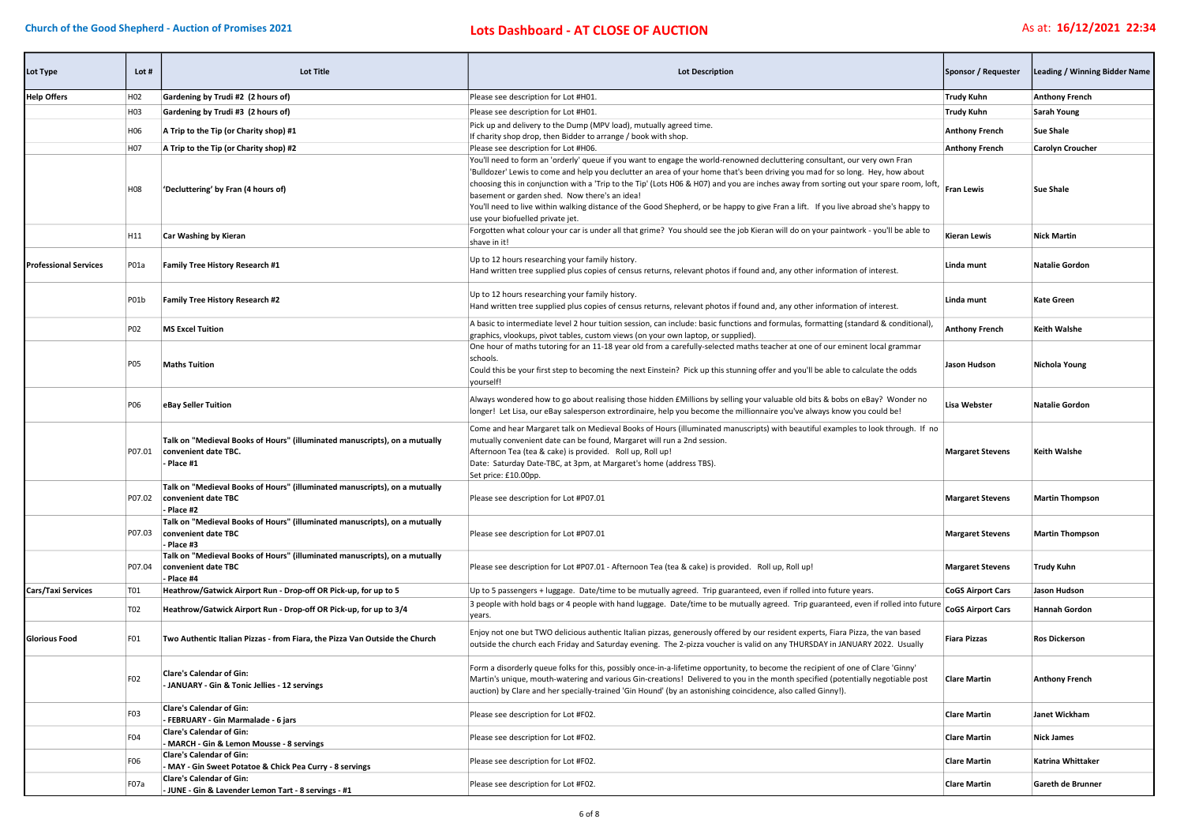**Church of the Good Shepherd - Auction of Promises 2021**

## Lots Dashboard - AT CLOSE OF AUCTION

As at: **16/12/2021 22:34**

| Lot Type | Lot # | Lot Title | Lot Description | Sponsor / Requester | Leading / Winning Bidder Name |
|---|---|---|---|---|---|
| **Help Offers** | H02 | **Gardening by Trudi #2 (2 hours of)** | Please see description for Lot #H01. | **Trudy Kuhn** | **Anthony French** |
| | H03 | **Gardening by Trudi #3 (2 hours of)** | Please see description for Lot #H01. | **Trudy Kuhn** | **Sarah Young** |
| | H06 | **A Trip to the Tip (or Charity shop) #1** | Pick up and delivery to the Dump (MPV load), mutually agreed time.<br>If charity shop drop, then Bidder to arrange / book with shop. | **Anthony French** | **Sue Shale** |
| | H07 | **A Trip to the Tip (or Charity shop) #2** | Please see description for Lot #H06. | **Anthony French** | **Carolyn Croucher** |
| | H08 | **'Decluttering' by Fran (4 hours of)** | You'll need to form an 'orderly' queue if you want to engage the world-renowned decluttering consultant, our very own Fran 'Bulldozer' Lewis to come and help you declutter an area of your home that's been driving you mad for so long. Hey, how about choosing this in conjunction with a 'Trip to the Tip' (Lots H06 & H07) and you are inches away from sorting out your spare room, loft, basement or garden shed. Now there's an idea!<br>You'll need to live within walking distance of the Good Shepherd, or be happy to give Fran a lift. If you live abroad she's happy to use your biofuelled private jet. | **Fran Lewis** | **Sue Shale** |
| | H11 | **Car Washing by Kieran** | Forgotten what colour your car is under all that grime? You should see the job Kieran will do on your paintwork - you'll be able to shave in it! | **Kieran Lewis** | **Nick Martin** |
| **Professional Services** | P01a | **Family Tree History Research #1** | Up to 12 hours researching your family history.<br>Hand written tree supplied plus copies of census returns, relevant photos if found and, any other information of interest. | **Linda munt** | **Natalie Gordon** |
| | P01b | **Family Tree History Research #2** | Up to 12 hours researching your family history.<br>Hand written tree supplied plus copies of census returns, relevant photos if found and, any other information of interest. | **Linda munt** | **Kate Green** |
| | P02 | **MS Excel Tuition** | A basic to intermediate level 2 hour tuition session, can include: basic functions and formulas, formatting (standard & conditional), graphics, vlookups, pivot tables, custom views (on your own laptop, or supplied). | **Anthony French** | **Keith Walshe** |
| | P05 | **Maths Tuition** | One hour of maths tutoring for an 11-18 year old from a carefully-selected maths teacher at one of our eminent local grammar schools.<br>Could this be your first step to becoming the next Einstein? Pick up this stunning offer and you'll be able to calculate the odds yourself! | **Jason Hudson** | **Nichola Young** |
| | P06 | **eBay Seller Tuition** | Always wondered how to go about realising those hidden £Millions by selling your valuable old bits & bobs on eBay? Wonder no longer! Let Lisa, our eBay salesperson extrordinaire, help you become the millionnaire you've always know you could be! | **Lisa Webster** | **Natalie Gordon** |
| | P07.01 | **Talk on "Medieval Books of Hours" (illuminated manuscripts), on a mutually convenient date TBC.<br>- Place #1** | Come and hear Margaret talk on Medieval Books of Hours (illuminated manuscripts) with beautiful examples to look through. If no mutually convenient date can be found, Margaret will run a 2nd session.<br>Afternoon Tea (tea & cake) is provided. Roll up, Roll up!<br>Date: Saturday Date-TBC, at 3pm, at Margaret's home (address TBS).<br>Set price: £10.00pp. | **Margaret Stevens** | **Keith Walshe** |
| | P07.02 | **Talk on "Medieval Books of Hours" (illuminated manuscripts), on a mutually convenient date TBC<br>- Place #2** | Please see description for Lot #P07.01 | **Margaret Stevens** | **Martin Thompson** |
| | P07.03 | **Talk on "Medieval Books of Hours" (illuminated manuscripts), on a mutually convenient date TBC<br>- Place #3** | Please see description for Lot #P07.01 | **Margaret Stevens** | **Martin Thompson** |
| | P07.04 | **Talk on "Medieval Books of Hours" (illuminated manuscripts), on a mutually convenient date TBC<br>- Place #4** | Please see description for Lot #P07.01 - Afternoon Tea (tea & cake) is provided. Roll up, Roll up! | **Margaret Stevens** | **Trudy Kuhn** |
| **Cars/Taxi Services** | T01 | **Heathrow/Gatwick Airport Run - Drop-off OR Pick-up, for up to 5** | Up to 5 passengers + luggage. Date/time to be mutually agreed. Trip guaranteed, even if rolled into future years. | **CoGS Airport Cars** | **Jason Hudson** |
| | T02 | **Heathrow/Gatwick Airport Run - Drop-off OR Pick-up, for up to 3/4** | 3 people with hold bags or 4 people with hand luggage. Date/time to be mutually agreed. Trip guaranteed, even if rolled into future years. | **CoGS Airport Cars** | **Hannah Gordon** |
| **Glorious Food** | F01 | **Two Authentic Italian Pizzas - from Fiara, the Pizza Van Outside the Church** | Enjoy not one but TWO delicious authentic Italian pizzas, generously offered by our resident experts, Fiara Pizza, the van based outside the church each Friday and Saturday evening. The 2-pizza voucher is valid on any THURSDAY in JANUARY 2022. Usually | **Fiara Pizzas** | **Ros Dickerson** |
| | F02 | **Clare's Calendar of Gin:<br>- JANUARY - Gin & Tonic Jellies - 12 servings** | Form a disorderly queue folks for this, possibly once-in-a-lifetime opportunity, to become the recipient of one of Clare 'Ginny' Martin's unique, mouth-watering and various Gin-creations! Delivered to you in the month specified (potentially negotiable post auction) by Clare and her specially-trained 'Gin Hound' (by an astonishing coincidence, also called Ginny!). | **Clare Martin** | **Anthony French** |
| | F03 | **Clare's Calendar of Gin:<br>- FEBRUARY - Gin Marmalade - 6 jars** | Please see description for Lot #F02. | **Clare Martin** | **Janet Wickham** |
| | F04 | **Clare's Calendar of Gin:<br>- MARCH - Gin & Lemon Mousse - 8 servings** | Please see description for Lot #F02. | **Clare Martin** | **Nick James** |
| | F06 | **Clare's Calendar of Gin:<br>- MAY - Gin Sweet Potatoe & Chick Pea Curry - 8 servings** | Please see description for Lot #F02. | **Clare Martin** | **Katrina Whittaker** |
| | F07a | **Clare's Calendar of Gin:<br>- JUNE - Gin & Lavender Lemon Tart - 8 servings - #1** | Please see description for Lot #F02. | **Clare Martin** | **Gareth de Brunner** |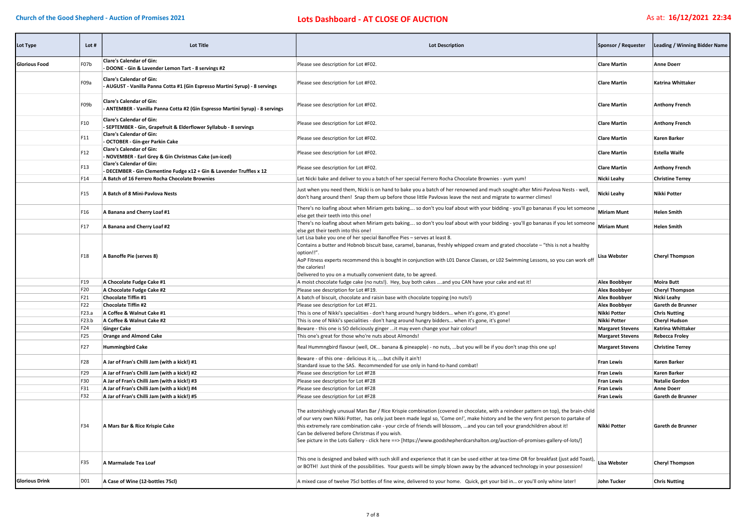**Church of the Good Shepherd - Auction of Promises 2021** | **Lots Dashboard - AT CLOSE OF AUCTION** | As at: **16/12/2021 22:34**

| Lot Type | Lot # | Lot Title | Lot Description | Sponsor / Requester | Leading / Winning Bidder Name |
|---|---|---|---|---|---|
| **Glorious Food** | F07b | **Clare's Calendar of Gin:** - DOONE - Gin & Lavender Lemon Tart - 8 servings #2 | Please see description for Lot #F02. | **Clare Martin** | **Anne Doerr** |
| | F09a | **Clare's Calendar of Gin:** - AUGUST - Vanilla Panna Cotta #1 (Gin Espresso Martini Syrup) - 8 servings | Please see description for Lot #F02. | **Clare Martin** | **Katrina Whittaker** |
| | F09b | **Clare's Calendar of Gin:** - ANTEMBER - Vanilla Panna Cotta #2 (Gin Espresso Martini Syrup) - 8 servings | Please see description for Lot #F02. | **Clare Martin** | **Anthony French** |
| | F10 | **Clare's Calendar of Gin:** - SEPTEMBER - Gin, Grapefruit & Elderflower Syllabub - 8 servings | Please see description for Lot #F02. | **Clare Martin** | **Anthony French** |
| | F11 | **Clare's Calendar of Gin:** - OCTOBER - Gin-ger Parkin Cake | Please see description for Lot #F02. | **Clare Martin** | **Karen Barker** |
| | F12 | **Clare's Calendar of Gin:** - NOVEMBER - Earl Grey & Gin Christmas Cake (un-iced) | Please see description for Lot #F02. | **Clare Martin** | **Estella Waife** |
| | F13 | **Clare's Calendar of Gin:** - DECEMBER - Gin Clementine Fudge x12 + Gin & Lavender Truffles x 12 | Please see description for Lot #F02. | **Clare Martin** | **Anthony French** |
| | F14 | **A Batch of 16 Ferrero Rocha Chocolate Brownies** | Let Nicki bake and deliver to you a batch of her special Ferrero Rocha Chocolate Brownies - yum yum! | **Nicki Leahy** | **Christine Terrey** |
| | F15 | **A Batch of 8 Mini-Pavlova Nests** | Just when you need them, Nicki is on hand to bake you a batch of her renowned and much sought-after Mini-Pavlova Nests - well, don't hang around then! Snap them up before those little Pavlovas leave the nest and migrate to warmer climes! | **Nicki Leahy** | **Nikki Potter** |
| | F16 | **A Banana and Cherry Loaf #1** | There's no loafing about when Miriam gets baking.... so don't you loaf about with your bidding - you'll go bananas if you let someone else get their teeth into this one! | **Miriam Munt** | **Helen Smith** |
| | F17 | **A Banana and Cherry Loaf #2** | There's no loafing about when Miriam gets baking.... so don't you loaf about with your bidding - you'll go bananas if you let someone else get their teeth into this one! | **Miriam Munt** | **Helen Smith** |
| | F18 | **A Banoffe Pie (serves 8)** | Let Lisa bake you one of her special Banoffee Pies – serves at least 8. Contains a butter and Hobnob biscuit base, caramel, bananas, freshly whipped cream and grated chocolate – "this is not a healthy option!!". AoP Fitness experts recommend this is bought in conjunction with L01 Dance Classes, or L02 Swimming Lessons, so you can work off the calories! Delivered to you on a mutually convenient date, to be agreed. | **Lisa Webster** | **Cheryl Thompson** |
| | F19 | **A Chocolate Fudge Cake #1** | A moist chocolate fudge cake (no nuts!). Hey, buy both cakes ....and you CAN have your cake and eat it! | **Alex Boobbyer** | **Moira Butt** |
| | F20 | **A Chocolate Fudge Cake #2** | Please see description for Lot #F19. | **Alex Boobbyer** | **Cheryl Thompson** |
| | F21 | **Chocolate Tiffin #1** | A batch of biscuit, chocolate and raisin base with chocolate topping (no nuts!) | **Alex Boobbyer** | **Nicki Leahy** |
| | F22 | **Chocolate Tiffin #2** | Please see description for Lot #F21. | **Alex Boobbyer** | **Gareth de Brunner** |
| | F23.a | **A Coffee & Walnut Cake #1** | This is one of Nikki's specialities - don't hang around hungry bidders... when it's gone, it's gone! | **Nikki Potter** | **Chris Nutting** |
| | F23.b | **A Coffee & Walnut Cake #2** | This is one of Nikki's specialities - don't hang around hungry bidders... when it's gone, it's gone! | **Nikki Potter** | **Cheryl Hudson** |
| | F24 | **Ginger Cake** | Beware - this one is SO deliciously ginger ...it may even change your hair colour! | **Margaret Stevens** | **Katrina Whittaker** |
| | F25 | **Orange and Almond Cake** | This one's great for those who're nuts about Almonds! | **Margaret Stevens** | **Rebecca Froley** |
| | F27 | **Hummingbird Cake** | Real Hummngbird flavour (well, OK... banana & pineapple) - no nuts, ...but you will be if you don't snap this one up! | **Margaret Stevens** | **Christine Terrey** |
| | F28 | **A Jar of Fran's Chilli Jam (with a kick!) #1** | Beware - of this one - delicious it is, ....but chilly it ain't! Standard issue to the SAS. Recommended for use only in hand-to-hand combat! | **Fran Lewis** | **Karen Barker** |
| | F29 | **A Jar of Fran's Chilli Jam (with a kick!) #2** | Please see description for Lot #F28 | **Fran Lewis** | **Karen Barker** |
| | F30 | **A Jar of Fran's Chilli Jam (with a kick!) #3** | Please see description for Lot #F28 | **Fran Lewis** | **Natalie Gordon** |
| | F31 | **A Jar of Fran's Chilli Jam (with a kick!) #4** | Please see description for Lot #F28 | **Fran Lewis** | **Anne Doerr** |
| | F32 | **A Jar of Fran's Chilli Jam (with a kick!) #5** | Please see description for Lot #F28 | **Fran Lewis** | **Gareth de Brunner** |
| | F34 | **A Mars Bar & Rice Krispie Cake** | The astonishingly unusual Mars Bar / Rice Krispie combination (covered in chocolate, with a reindeer pattern on top), the brain-child of our very own Nikki Potter, has only just been made legal so, 'Come on!', make history and be the very first person to partake of this extremely rare combination cake - your circle of friends will blossom, ...and you can tell your grandchildren about it! Can be delivered before Christmas if you wish. See picture in the Lots Gallery - click here ==> [https://www.goodshepherdcarshalton.org/auction-of-promises-gallery-of-lots/] | **Nikki Potter** | **Gareth de Brunner** |
| | F35 | **A Marmalade Tea Loaf** | This one is designed and baked with such skill and experience that it can be used either at tea-time OR for breakfast (just add Toast), or BOTH! Just think of the possibilities. Your guests will be simply blown away by the advanced technology in your possession! | **Lisa Webster** | **Cheryl Thompson** |
| **Glorious Drink** | D01 | **A Case of Wine (12-bottles 75cl)** | A mixed case of twelve 75cl bottles of fine wine, delivered to your home. Quick, get your bid in... or you'll only whine later! | **John Tucker** | **Chris Nutting** |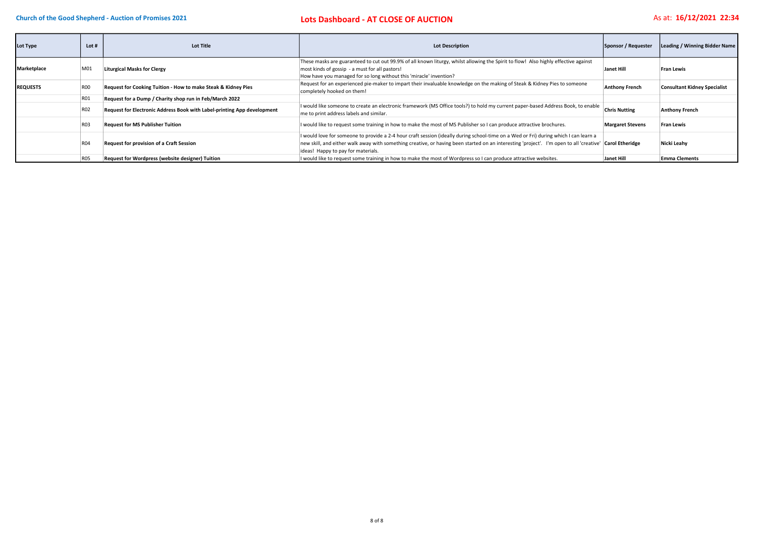**Church of the Good Shepherd - Auction of Promises 2021**

**Lots Dashboard - AT CLOSE OF AUCTION**

As at: **16/12/2021 22:34**

| Lot Type | Lot # | Lot Title | Lot Description | Sponsor / Requester | Leading / Winning Bidder Name |
|---|---|---|---|---|---|
| **Marketplace** | M01 | **Liturgical Masks for Clergy** | These masks are guaranteed to cut out 99.9% of all known liturgy, whilst allowing the Spirit to flow! Also highly effective against most kinds of gossip - a must for all pastors! How have you managed for so long without this 'miracle' invention? | **Janet Hill** | **Fran Lewis** |
| **REQUESTS** | R00 | **Request for Cooking Tuition - How to make Steak & Kidney Pies** | Request for an experienced pie-maker to impart their invaluable knowledge on the making of Steak & Kidney Pies to someone completely hooked on them! | **Anthony French** | **Consultant Kidney Specialist** |
| | R01 | **Request for a Dump / Charity shop run in Feb/March 2022** | | | |
| | R02 | **Request for Electronic Address Book with Label-printing App development** | I would like someone to create an electronic framework (MS Office tools?) to hold my current paper-based Address Book, to enable me to print address labels and similar. | **Chris Nutting** | **Anthony French** |
| | R03 | **Request for MS Publisher Tuition** | I would like to request some training in how to make the most of MS Publisher so I can produce attractive brochures. | **Margaret Stevens** | **Fran Lewis** |
| | R04 | **Request for provision of a Craft Session** | I would love for someone to provide a 2-4 hour craft session (ideally during school-time on a Wed or Fri) during which I can learn a new skill, and either walk away with something creative, or having been started on an interesting 'project'. I'm open to all 'creative' ideas! Happy to pay for materials. | **Carol Etheridge** | **Nicki Leahy** |
| | R05 | **Request for Wordpress (website designer) Tuition** | I would like to request some training in how to make the most of Wordpress so I can produce attractive websites. | **Janet Hill** | **Emma Clements** |